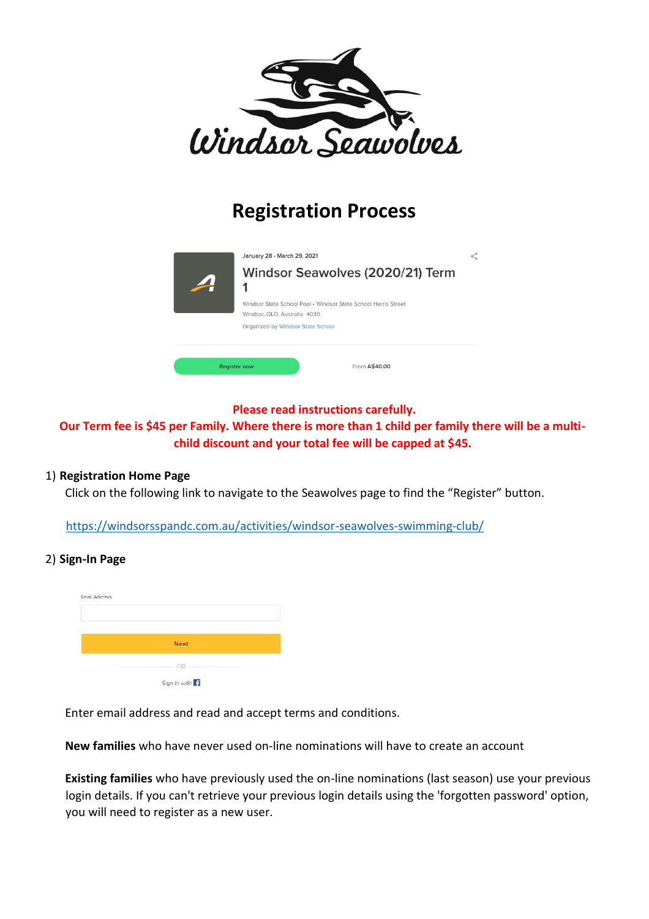# Registration Process

January 28 - March 29, 2021

Windsor Seawolves (2020/21) Term 1

Windsor State School Pool • Windsor State School Harris Street
Windsor, QLD, Australia 4030

Organized by Windsor State School

Register now

From A$40.00

**Please read instructions carefully.**
**Our Term fee is $45 per Family. Where there is more than 1 child per family there will be a multi-child discount and your total fee will be capped at $45.**

1) **Registration Home Page**

   Click on the following link to navigate to the Seawolves page to find the "Register" button.

   https://windsorsspandc.com.au/activities/windsor-seawolves-swimming-club/

2) **Sign-In Page**

   Email Address

   Next

   OR

   Sign in with

   Enter email address and read and accept terms and conditions.

   **New families** who have never used on-line nominations will have to create an account

   **Existing families** who have previously used the on-line nominations (last season) use your previous login details. If you can't retrieve your previous login details using the 'forgotten password' option, you will need to register as a new user.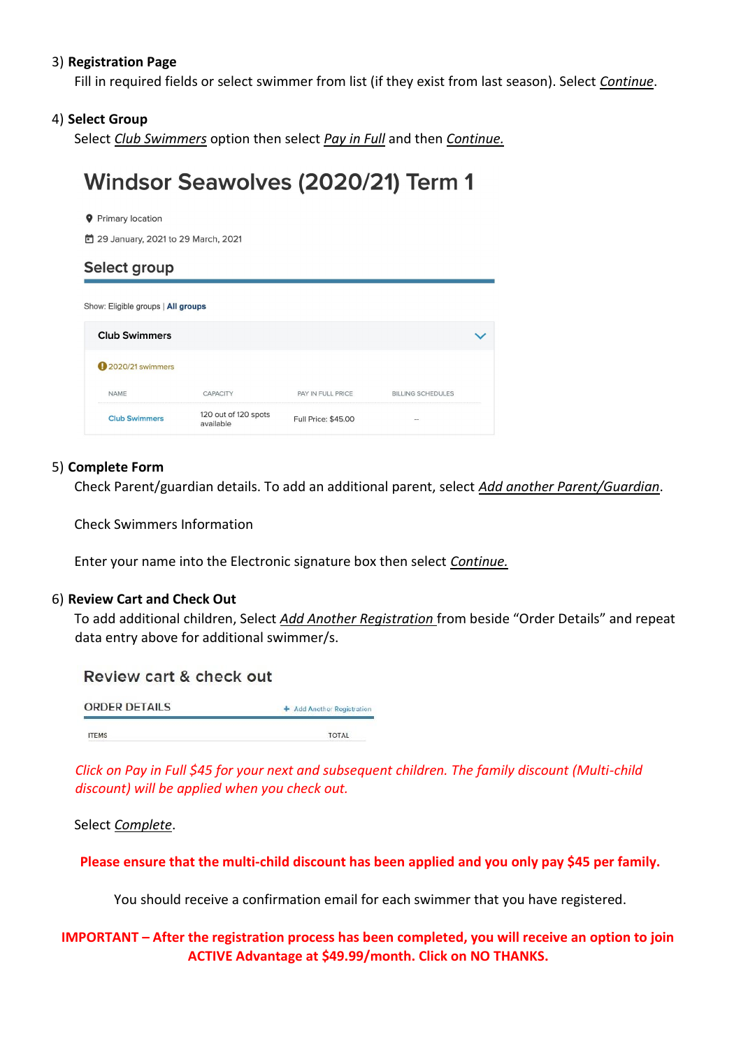3) **Registration Page**

Fill in required fields or select swimmer from list (if they exist from last season). Select *Continue*.

4) **Select Group**

Select *Club Swimmers* option then select *Pay in Full* and then *Continue.*

# Windsor Seawolves (2020/21) Term 1

Primary location

29 January, 2021 to 29 March, 2021

## Select group

Show: Eligible groups | **All groups**

**Club Swimmers**

2020/21 swimmers

| NAME | CAPACITY | PAY IN FULL PRICE | BILLING SCHEDULES |
|---|---|---|---|
| Club Swimmers | 120 out of 120 spots available | Full Price: $45.00 | -- |

5) **Complete Form**

Check Parent/guardian details. To add an additional parent, select *Add another Parent/Guardian*.

Check Swimmers Information

Enter your name into the Electronic signature box then select *Continue.*

6) **Review Cart and Check Out**

To add additional children, Select *Add Another Registration* from beside "Order Details" and repeat data entry above for additional swimmer/s.

## Review cart & check out

ORDER DETAILS + Add Another Registration

| ITEMS | TOTAL |
|---|---|

*Click on Pay in Full $45 for your next and subsequent children. The family discount (Multi-child discount) will be applied when you check out.*

Select *Complete*.

**Please ensure that the multi-child discount has been applied and you only pay $45 per family.**

You should receive a confirmation email for each swimmer that you have registered.

**IMPORTANT – After the registration process has been completed, you will receive an option to join ACTIVE Advantage at $49.99/month. Click on NO THANKS.**